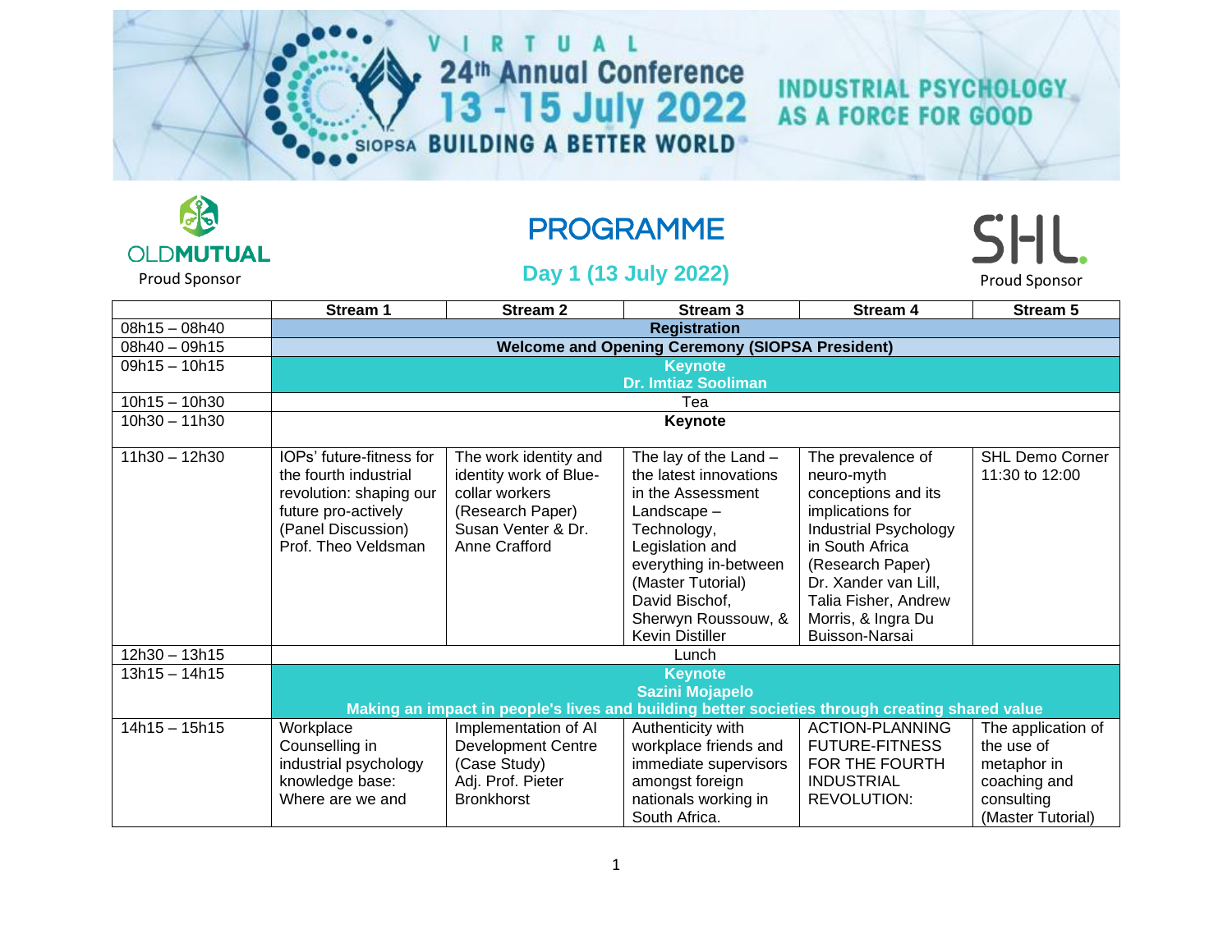# VIRTUAL 24th Annual Conference 13 - 15 July 2022

SIOPSA BUILDING A BETTER WORLD

INDUSTRIAL PSYCHOLOGY AS A FORCE FOR GOOD

OLDMUTUAL Proud Sponsor

SHL. Proud Sponsor

## PROGRAMME

### Day 1 (13 July 2022)

| | Stream 1 | Stream 2 | Stream 3 | Stream 4 | Stream 5 |
|---|---|---|---|---|---|
| 08h15 – 08h40 | **Registration** | | | | |
| 08h40 – 09h15 | **Welcome and Opening Ceremony (SIOPSA President)** | | | | |
| 09h15 – 10h15 | **Keynote**<br>**Dr. Imtiaz Sooliman** | | | | |
| 10h15 – 10h30 | Tea | | | | |
| 10h30 – 11h30 | **Keynote** | | | | |
| 11h30 – 12h30 | IOPs' future-fitness for the fourth industrial revolution: shaping our future pro-actively (Panel Discussion) Prof. Theo Veldsman | The work identity and identity work of Blue-collar workers (Research Paper) Susan Venter & Dr. Anne Crafford | The lay of the Land – the latest innovations in the Assessment Landscape – Technology, Legislation and everything in-between (Master Tutorial) David Bischof, Sherwyn Roussouw, & Kevin Distiller | The prevalence of neuro-myth conceptions and its implications for Industrial Psychology in South Africa (Research Paper) Dr. Xander van Lill, Talia Fisher, Andrew Morris, & Ingra Du Buisson-Narsai | SHL Demo Corner 11:30 to 12:00 |
| 12h30 – 13h15 | Lunch | | | | |
| 13h15 – 14h15 | **Keynote**<br>**Sazini Mojapelo**<br>**Making an impact in people's lives and building better societies through creating shared value** | | | | |
| 14h15 – 15h15 | Workplace Counselling in industrial psychology knowledge base: Where are we and | Implementation of AI Development Centre (Case Study) Adj. Prof. Pieter Bronkhorst | Authenticity with workplace friends and immediate supervisors amongst foreign nationals working in South Africa. | ACTION-PLANNING FUTURE-FITNESS FOR THE FOURTH INDUSTRIAL REVOLUTION: | The application of the use of metaphor in coaching and consulting (Master Tutorial) |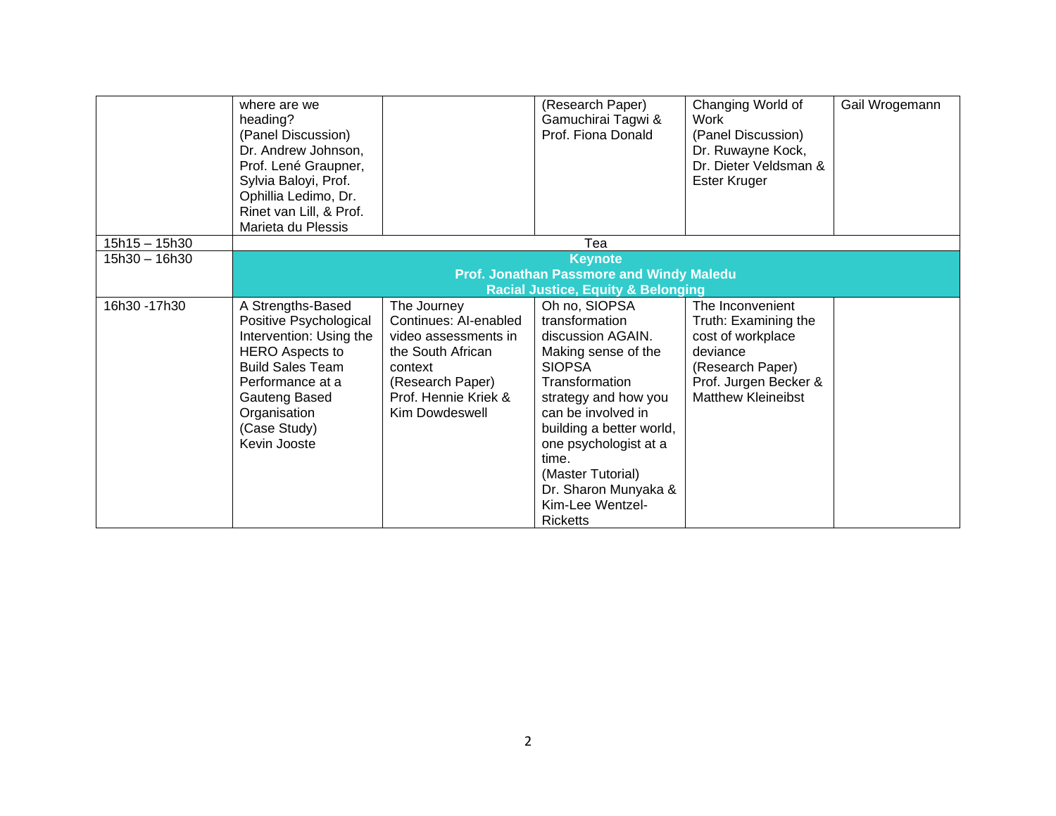| | | | | | |
|---|---|---|---|---|---|
| | where are we heading? (Panel Discussion) Dr. Andrew Johnson, Prof. Lené Graupner, Sylvia Baloyi, Prof. Ophillia Ledimo, Dr. Rinet van Lill, & Prof. Marieta du Plessis | | (Research Paper) Gamuchirai Tagwi & Prof. Fiona Donald | Changing World of Work (Panel Discussion) Dr. Ruwayne Kock, Dr. Dieter Veldsman & Ester Kruger | Gail Wrogemann |
| 15h15 – 15h30 | Tea | | | | |
| 15h30 – 16h30 | **Keynote** **Prof. Jonathan Passmore and Windy Maledu** **Racial Justice, Equity & Belonging** | | | | |
| 16h30 -17h30 | A Strengths-Based Positive Psychological Intervention: Using the HERO Aspects to Build Sales Team Performance at a Gauteng Based Organisation (Case Study) Kevin Jooste | The Journey Continues: AI-enabled video assessments in the South African context (Research Paper) Prof. Hennie Kriek & Kim Dowdeswell | Oh no, SIOPSA transformation discussion AGAIN. Making sense of the SIOPSA Transformation strategy and how you can be involved in building a better world, one psychologist at a time. (Master Tutorial) Dr. Sharon Munyaka & Kim-Lee Wentzel-Ricketts | The Inconvenient Truth: Examining the cost of workplace deviance (Research Paper) Prof. Jurgen Becker & Matthew Kleineibst | |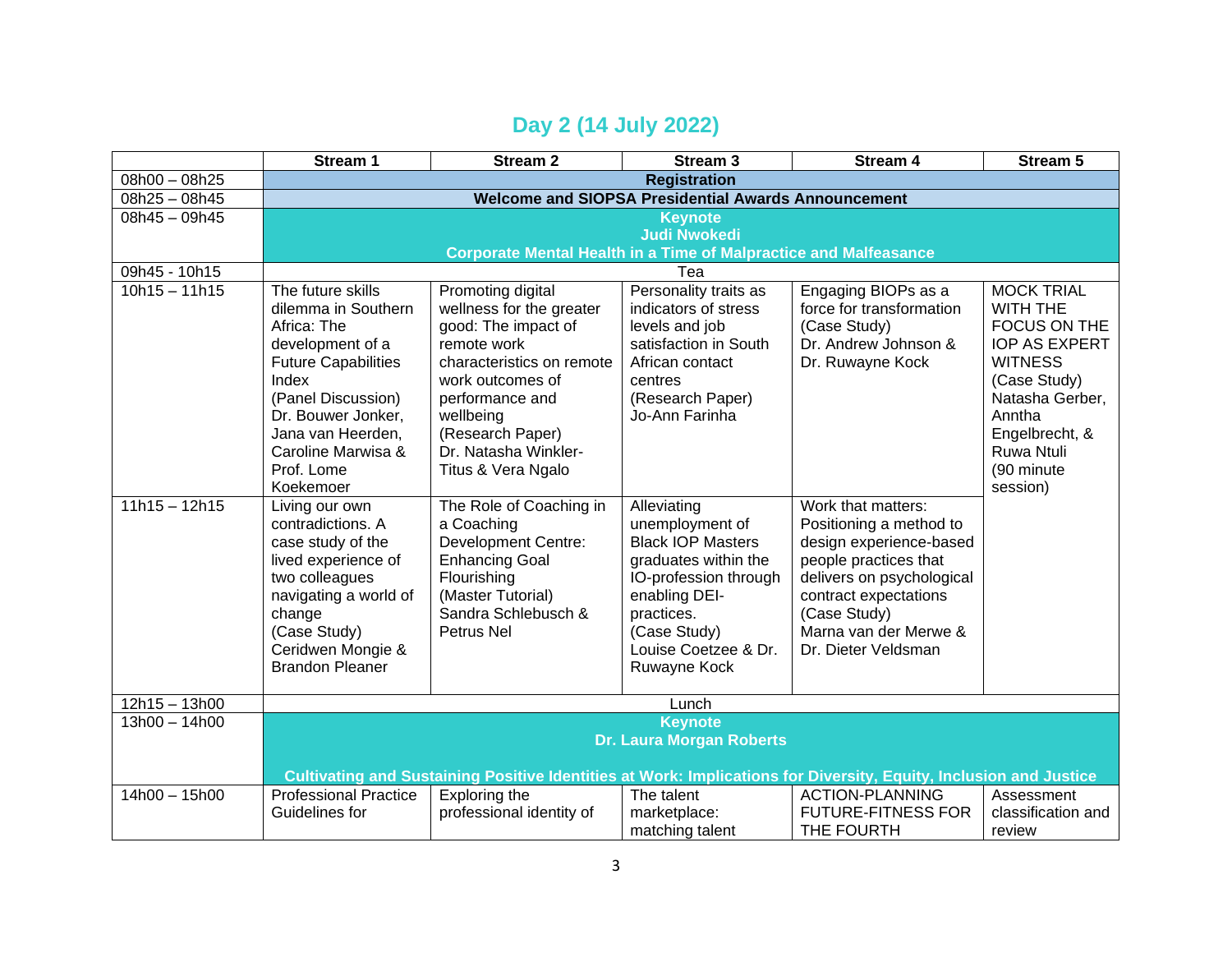## Day 2 (14 July 2022)

| | Stream 1 | Stream 2 | Stream 3 | Stream 4 | Stream 5 |
|---|---|---|---|---|---|
| 08h00 – 08h25 | **Registration** | | | | |
| 08h25 – 08h45 | **Welcome and SIOPSA Presidential Awards Announcement** | | | | |
| 08h45 – 09h45 | **Keynote**<br>**Judi Nwokedi**<br>**Corporate Mental Health in a Time of Malpractice and Malfeasance** | | | | |
| 09h45 - 10h15 | Tea | | | | |
| 10h15 – 11h15 | The future skills dilemma in Southern Africa: The development of a Future Capabilities Index<br>(Panel Discussion)<br>Dr. Bouwer Jonker, Jana van Heerden, Caroline Marwisa & Prof. Lome Koekemoer | Promoting digital wellness for the greater good: The impact of remote work characteristics on remote work outcomes of performance and wellbeing<br>(Research Paper)<br>Dr. Natasha Winkler-Titus & Vera Ngalo | Personality traits as indicators of stress levels and job satisfaction in South African contact centres<br>(Research Paper)<br>Jo-Ann Farinha | Engaging BIOPs as a force for transformation<br>(Case Study)<br>Dr. Andrew Johnson & Dr. Ruwayne Kock | MOCK TRIAL WITH THE FOCUS ON THE IOP AS EXPERT WITNESS<br>(Case Study)<br>Natasha Gerber, Anntha Engelbrecht, & Ruwa Ntuli<br>(90 minute session) |
| 11h15 – 12h15 | Living our own contradictions. A case study of the lived experience of two colleagues navigating a world of change<br>(Case Study)<br>Ceridwen Mongie & Brandon Pleaner | The Role of Coaching in a Coaching Development Centre: Enhancing Goal Flourishing<br>(Master Tutorial)<br>Sandra Schlebusch & Petrus Nel | Alleviating unemployment of Black IOP Masters graduates within the IO-profession through enabling DEI-practices.<br>(Case Study)<br>Louise Coetzee & Dr. Ruwayne Kock | Work that matters: Positioning a method to design experience-based people practices that delivers on psychological contract expectations<br>(Case Study)<br>Marna van der Merwe & Dr. Dieter Veldsman | |
| 12h15 – 13h00 | Lunch | | | | |
| 13h00 – 14h00 | **Keynote**<br>**Dr. Laura Morgan Roberts**<br>**Cultivating and Sustaining Positive Identities at Work: Implications for Diversity, Equity, Inclusion and Justice** | | | | |
| 14h00 – 15h00 | Professional Practice Guidelines for | Exploring the professional identity of | The talent marketplace: matching talent | ACTION-PLANNING FUTURE-FITNESS FOR THE FOURTH | Assessment classification and review |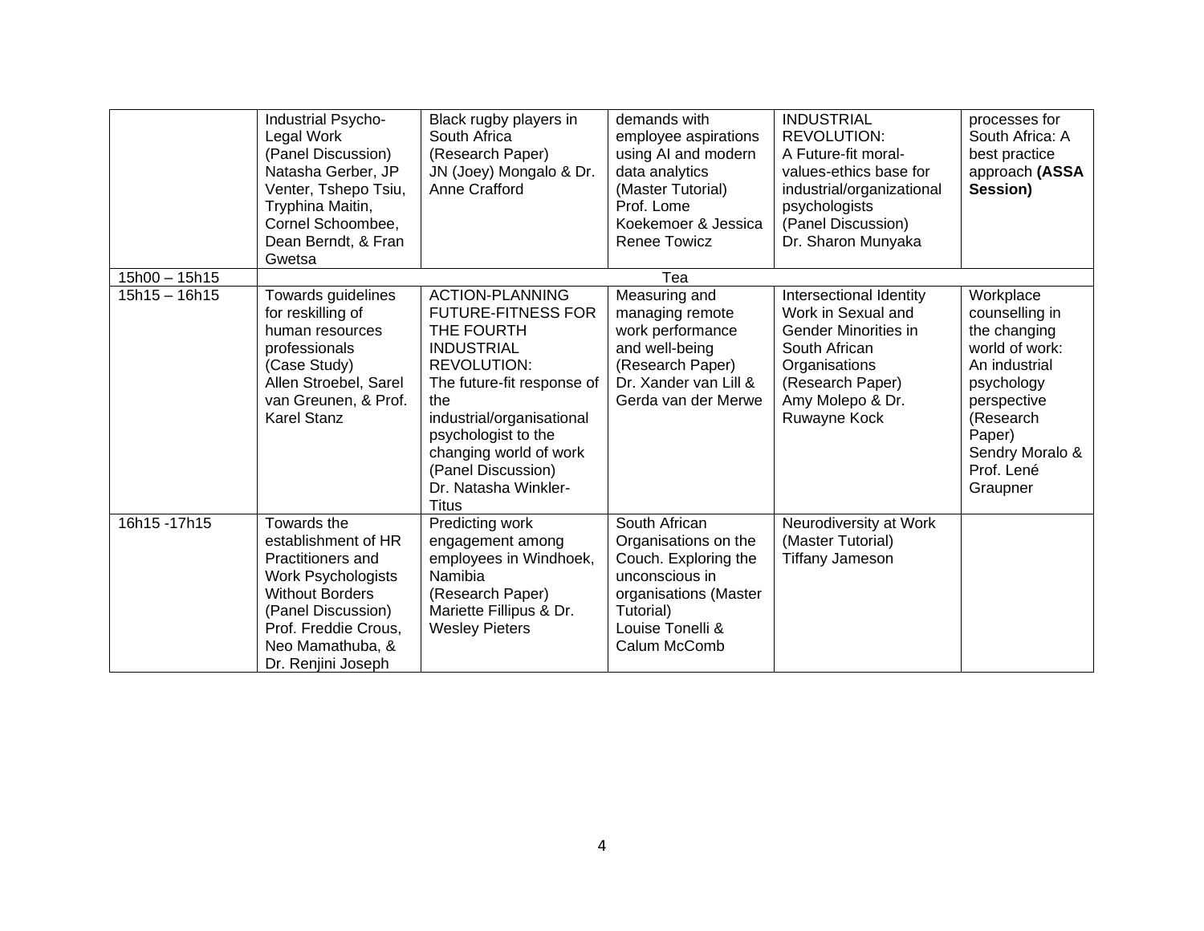| | | | | | |
|---|---|---|---|---|---|
| | Industrial Psycho-Legal Work (Panel Discussion) Natasha Gerber, JP Venter, Tshepo Tsiu, Tryphina Maitin, Cornel Schoombee, Dean Berndt, & Fran Gwetsa | Black rugby players in South Africa (Research Paper) JN (Joey) Mongalo & Dr. Anne Crafford | demands with employee aspirations using AI and modern data analytics (Master Tutorial) Prof. Lome Koekemoer & Jessica Renee Towicz | INDUSTRIAL REVOLUTION: A Future-fit moral-values-ethics base for industrial/organizational psychologists (Panel Discussion) Dr. Sharon Munyaka | processes for South Africa: A best practice approach **(ASSA Session)** |
| 15h00 – 15h15 | Tea | | | | |
| 15h15 – 16h15 | Towards guidelines for reskilling of human resources professionals (Case Study) Allen Stroebel, Sarel van Greunen, & Prof. Karel Stanz | ACTION-PLANNING FUTURE-FITNESS FOR THE FOURTH INDUSTRIAL REVOLUTION: The future-fit response of the industrial/organisational psychologist to the changing world of work (Panel Discussion) Dr. Natasha Winkler-Titus | Measuring and managing remote work performance and well-being (Research Paper) Dr. Xander van Lill & Gerda van der Merwe | Intersectional Identity Work in Sexual and Gender Minorities in South African Organisations (Research Paper) Amy Molepo & Dr. Ruwayne Kock | Workplace counselling in the changing world of work: An industrial psychology perspective (Research Paper) Sendry Moralo & Prof. Lené Graupner |
| 16h15 -17h15 | Towards the establishment of HR Practitioners and Work Psychologists Without Borders (Panel Discussion) Prof. Freddie Crous, Neo Mamathuba, & Dr. Renjini Joseph | Predicting work engagement among employees in Windhoek, Namibia (Research Paper) Mariette Fillipus & Dr. Wesley Pieters | South African Organisations on the Couch. Exploring the unconscious in organisations (Master Tutorial) Louise Tonelli & Calum McComb | Neurodiversity at Work (Master Tutorial) Tiffany Jameson | |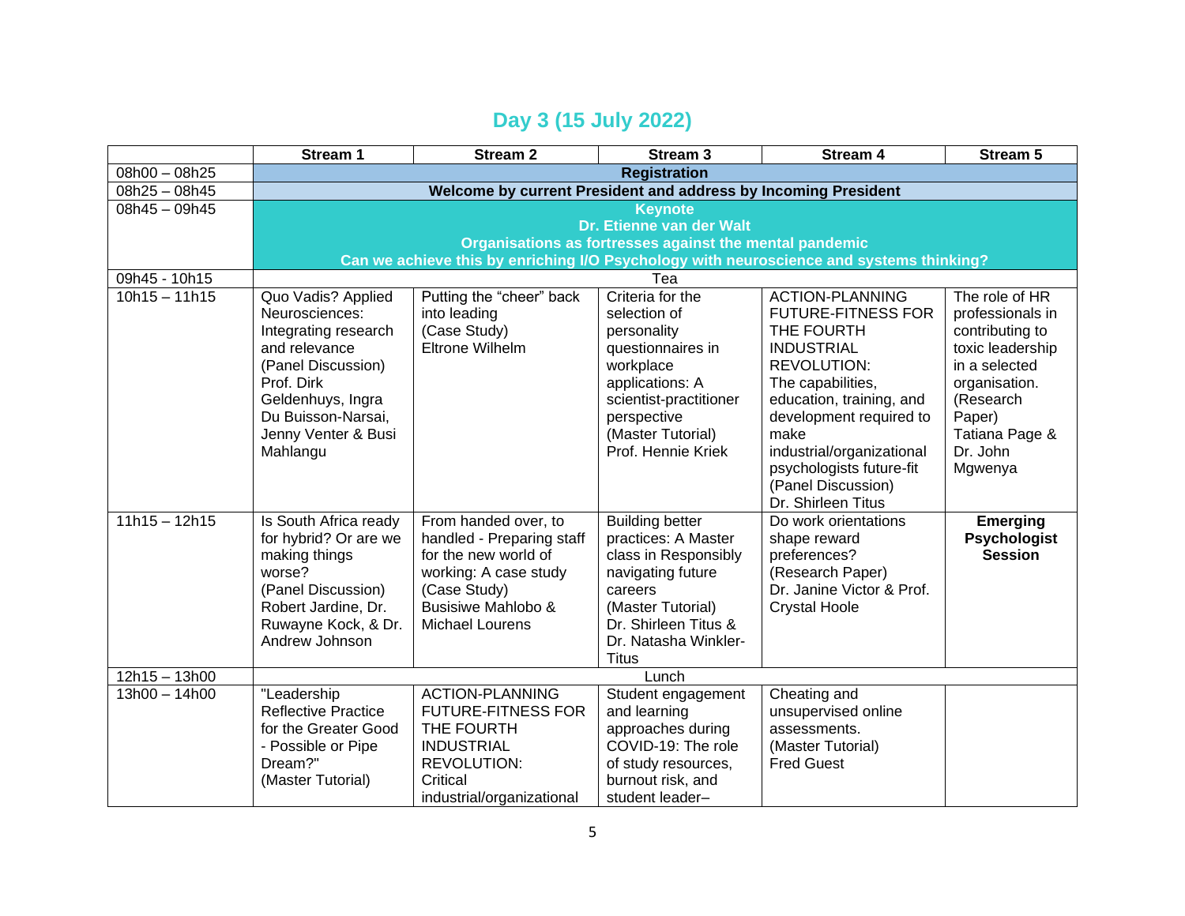## Day 3 (15 July 2022)

| | Stream 1 | Stream 2 | Stream 3 | Stream 4 | Stream 5 |
|---|---|---|---|---|---|
| 08h00 – 08h25 | **Registration** | | | | |
| 08h25 – 08h45 | **Welcome by current President and address by Incoming President** | | | | |
| 08h45 – 09h45 | **Keynote**<br>**Dr. Etienne van der Walt**<br>**Organisations as fortresses against the mental pandemic**<br>**Can we achieve this by enriching I/O Psychology with neuroscience and systems thinking?** | | | | |
| 09h45 - 10h15 | Tea | | | | |
| 10h15 – 11h15 | Quo Vadis? Applied Neurosciences: Integrating research and relevance (Panel Discussion) Prof. Dirk Geldenhuys, Ingra Du Buisson-Narsai, Jenny Venter & Busi Mahlangu | Putting the "cheer" back into leading (Case Study) Eltrone Wilhelm | Criteria for the selection of personality questionnaires in workplace applications: A scientist-practitioner perspective (Master Tutorial) Prof. Hennie Kriek | ACTION-PLANNING FUTURE-FITNESS FOR THE FOURTH INDUSTRIAL REVOLUTION: The capabilities, education, training, and development required to make industrial/organizational psychologists future-fit (Panel Discussion) Dr. Shirleen Titus | The role of HR professionals in contributing to toxic leadership in a selected organisation. (Research Paper) Tatiana Page & Dr. John Mgwenya |
| 11h15 – 12h15 | Is South Africa ready for hybrid? Or are we making things worse? (Panel Discussion) Robert Jardine, Dr. Ruwayne Kock, & Dr. Andrew Johnson | From handed over, to handled - Preparing staff for the new world of working: A case study (Case Study) Busisiwe Mahlobo & Michael Lourens | Building better practices: A Master class in Responsibly navigating future careers (Master Tutorial) Dr. Shirleen Titus & Dr. Natasha Winkler-Titus | Do work orientations shape reward preferences? (Research Paper) Dr. Janine Victor & Prof. Crystal Hoole | **Emerging Psychologist Session** |
| 12h15 – 13h00 | Lunch | | | | |
| 13h00 – 14h00 | "Leadership Reflective Practice for the Greater Good - Possible or Pipe Dream?" (Master Tutorial) | ACTION-PLANNING FUTURE-FITNESS FOR THE FOURTH INDUSTRIAL REVOLUTION: Critical industrial/organizational | Student engagement and learning approaches during COVID-19: The role of study resources, burnout risk, and student leader– | Cheating and unsupervised online assessments. (Master Tutorial) Fred Guest | |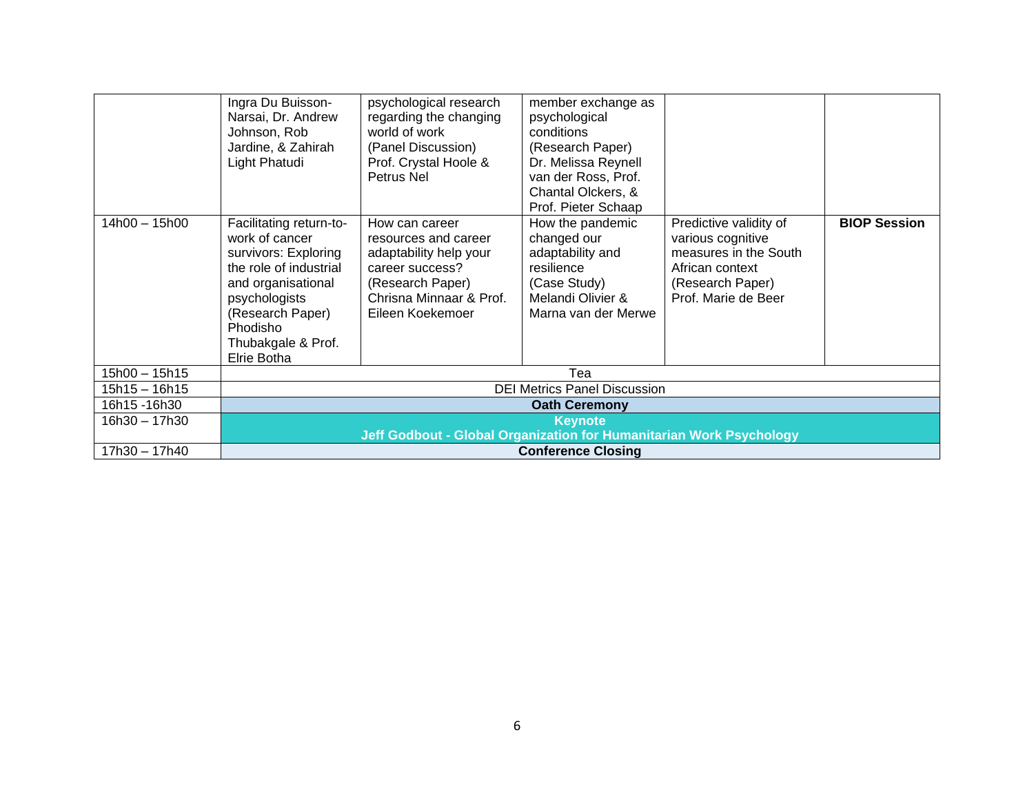| | | | | | |
|---|---|---|---|---|---|
| | Ingra Du Buisson-Narsai, Dr. Andrew Johnson, Rob Jardine, & Zahirah Light Phatudi | psychological research regarding the changing world of work (Panel Discussion) Prof. Crystal Hoole & Petrus Nel | member exchange as psychological conditions (Research Paper) Dr. Melissa Reynell van der Ross, Prof. Chantal Olckers, & Prof. Pieter Schaap | | |
| 14h00 – 15h00 | Facilitating return-to-work of cancer survivors: Exploring the role of industrial and organisational psychologists (Research Paper) Phodisho Thubakgale & Prof. Elrie Botha | How can career resources and career adaptability help your career success? (Research Paper) Chrisna Minnaar & Prof. Eileen Koekemoer | How the pandemic changed our adaptability and resilience (Case Study) Melandi Olivier & Marna van der Merwe | Predictive validity of various cognitive measures in the South African context (Research Paper) Prof. Marie de Beer | **BIOP Session** |
| 15h00 – 15h15 | Tea | | | | |
| 15h15 – 16h15 | DEI Metrics Panel Discussion | | | | |
| 16h15 -16h30 | **Oath Ceremony** | | | | |
| 16h30 – 17h30 | **Keynote** **Jeff Godbout - Global Organization for Humanitarian Work Psychology** | | | | |
| 17h30 – 17h40 | **Conference Closing** | | | | |